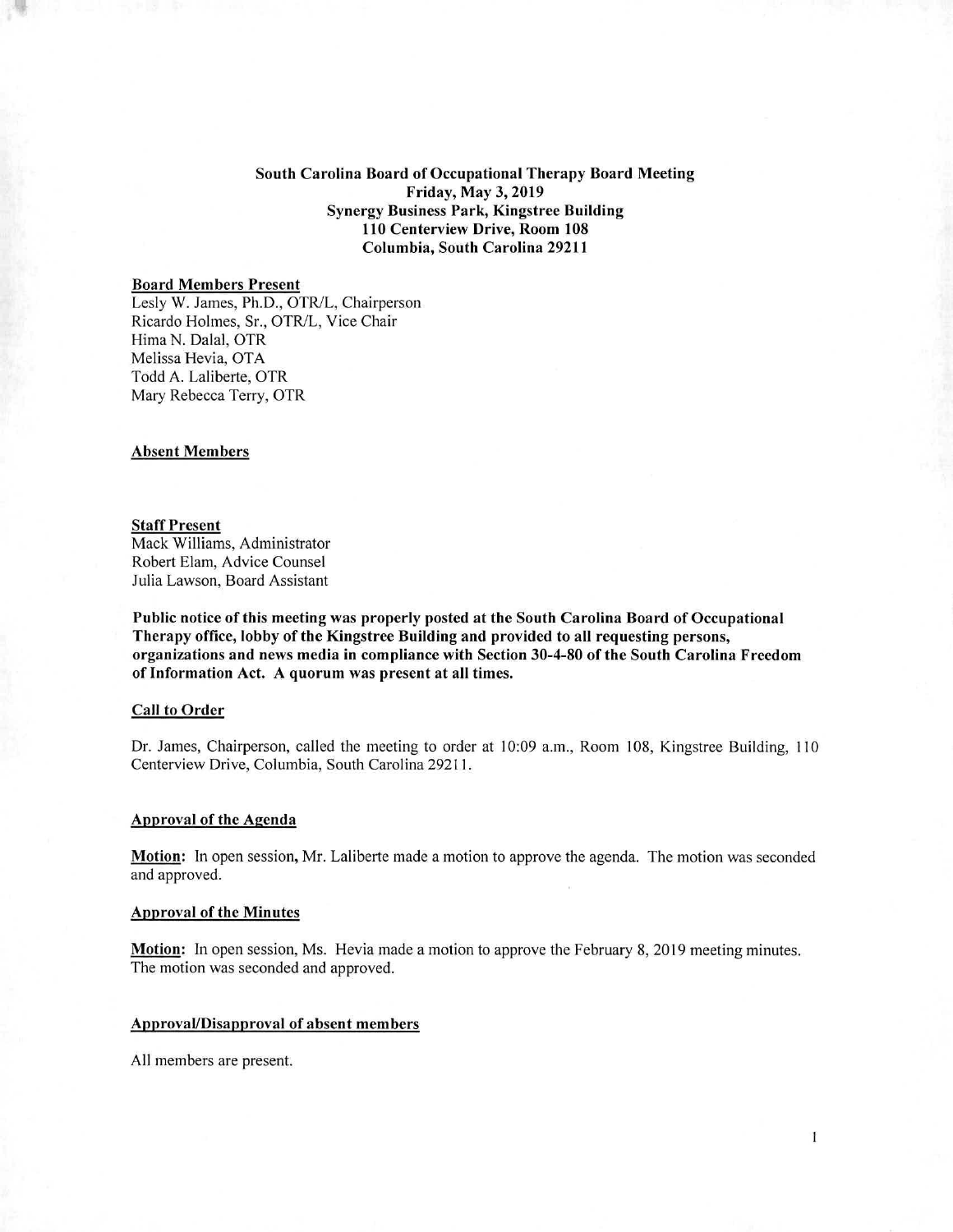**South Carolina Board of Occupational Therapy Board Meeting**
**Friday, May 3, 2019**
**Synergy Business Park, Kingstree Building**
**110 Centerview Drive, Room 108**
**Columbia, South Carolina 29211**

## Board Members Present

Lesly W. James, Ph.D., OTR/L, Chairperson
Ricardo Holmes, Sr., OTR/L, Vice Chair
Hima N. Dalal, OTR
Melissa Hevia, OTA
Todd A. Laliberte, OTR
Mary Rebecca Terry, OTR

## Absent Members

## Staff Present

Mack Williams, Administrator
Robert Elam, Advice Counsel
Julia Lawson, Board Assistant

**Public notice of this meeting was properly posted at the South Carolina Board of Occupational Therapy office, lobby of the Kingstree Building and provided to all requesting persons, organizations and news media in compliance with Section 30-4-80 of the South Carolina Freedom of Information Act. A quorum was present at all times.**

## Call to Order

Dr. James, Chairperson, called the meeting to order at 10:09 a.m., Room 108, Kingstree Building, 110 Centerview Drive, Columbia, South Carolina 29211.

## Approval of the Agenda

**Motion:** In open session, Mr. Laliberte made a motion to approve the agenda. The motion was seconded and approved.

## Approval of the Minutes

**Motion:** In open session, Ms. Hevia made a motion to approve the February 8, 2019 meeting minutes. The motion was seconded and approved.

## Approval/Disapproval of absent members

All members are present.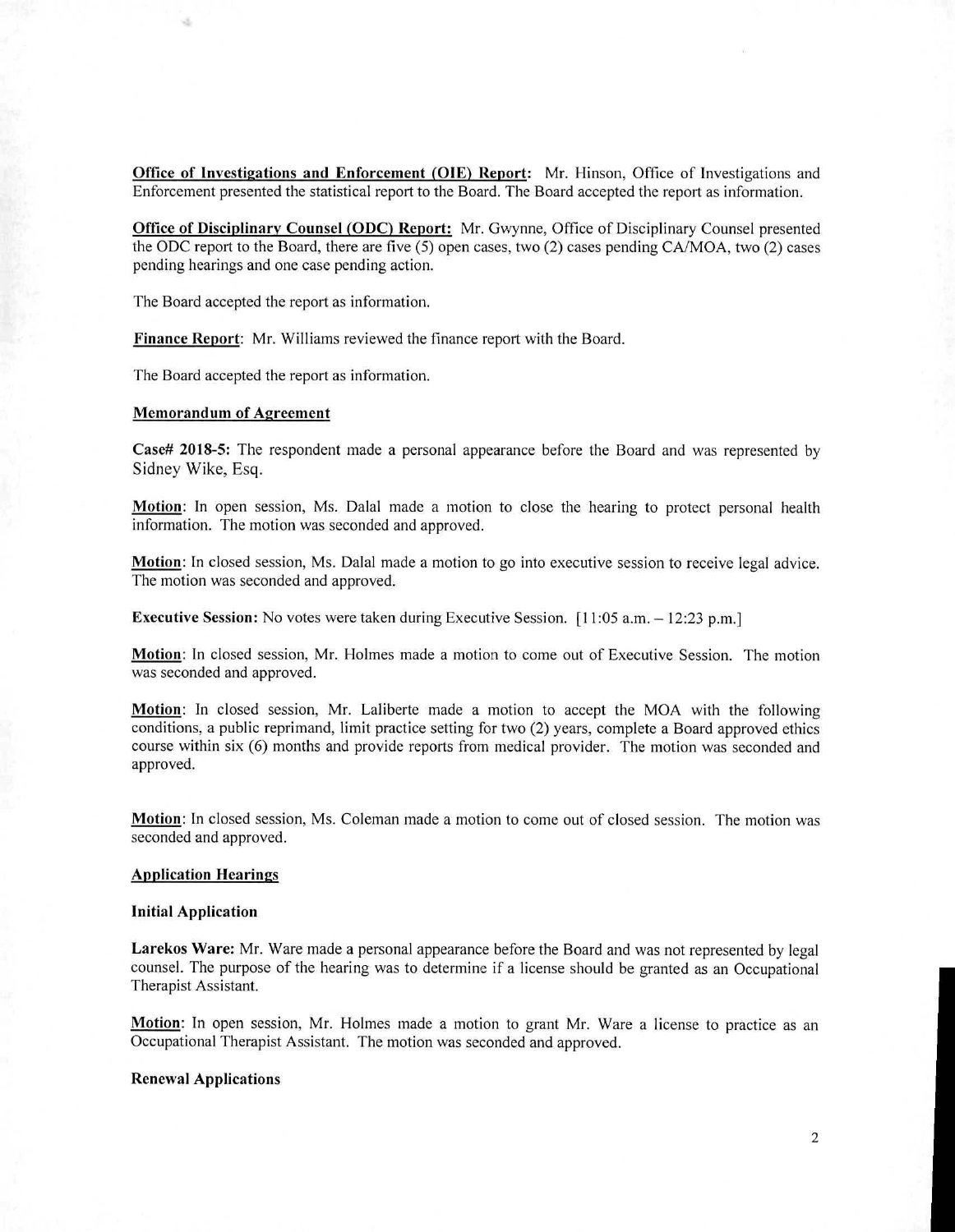**Office of Investigations and Enforcement (OIE) Report:** Mr. Hinson, Office of Investigations and Enforcement presented the statistical report to the Board. The Board accepted the report as information.

**Office of Disciplinary Counsel (ODC) Report:** Mr. Gwynne, Office of Disciplinary Counsel presented the ODC report to the Board, there are five (5) open cases, two (2) cases pending CA/MOA, two (2) cases pending hearings and one case pending action.

The Board accepted the report as information.

**Finance Report**: Mr. Williams reviewed the finance report with the Board.

The Board accepted the report as information.

**Memorandum of Agreement**

**Case# 2018-5:** The respondent made a personal appearance before the Board and was represented by Sidney Wike, Esq.

**Motion**: In open session, Ms. Dalal made a motion to close the hearing to protect personal health information. The motion was seconded and approved.

**Motion**: In closed session, Ms. Dalal made a motion to go into executive session to receive legal advice. The motion was seconded and approved.

**Executive Session:** No votes were taken during Executive Session. [11:05 a.m. – 12:23 p.m.]

**Motion**: In closed session, Mr. Holmes made a motion to come out of Executive Session. The motion was seconded and approved.

**Motion**: In closed session, Mr. Laliberte made a motion to accept the MOA with the following conditions, a public reprimand, limit practice setting for two (2) years, complete a Board approved ethics course within six (6) months and provide reports from medical provider. The motion was seconded and approved.

**Motion**: In closed session, Ms. Coleman made a motion to come out of closed session. The motion was seconded and approved.

**Application Hearings**

**Initial Application**

**Larekos Ware:** Mr. Ware made a personal appearance before the Board and was not represented by legal counsel. The purpose of the hearing was to determine if a license should be granted as an Occupational Therapist Assistant.

**Motion**: In open session, Mr. Holmes made a motion to grant Mr. Ware a license to practice as an Occupational Therapist Assistant. The motion was seconded and approved.

**Renewal Applications**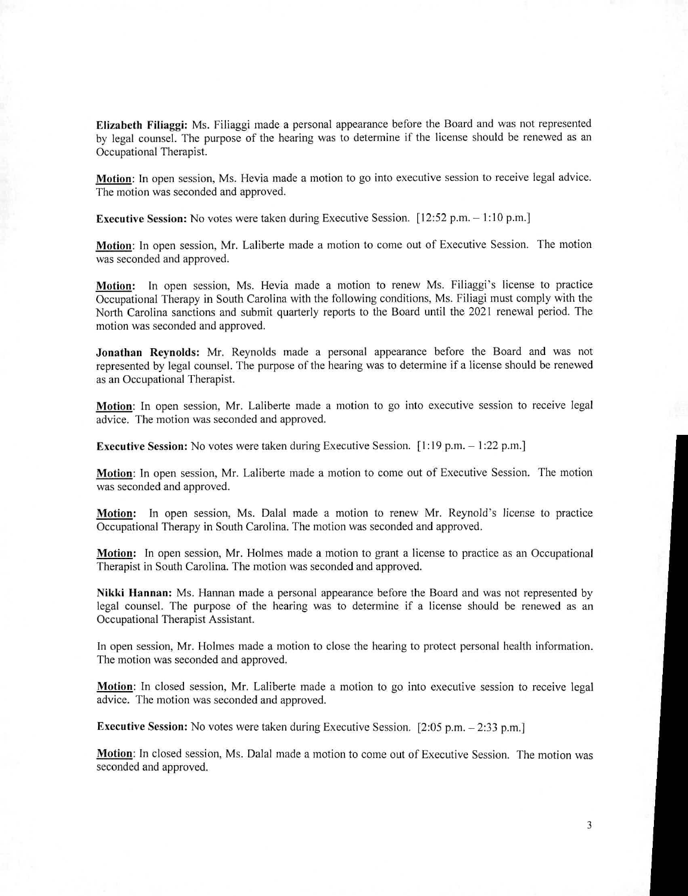**Elizabeth Filiaggi:** Ms. Filiaggi made a personal appearance before the Board and was not represented by legal counsel. The purpose of the hearing was to determine if the license should be renewed as an Occupational Therapist.

**Motion**: In open session, Ms. Hevia made a motion to go into executive session to receive legal advice. The motion was seconded and approved.

**Executive Session:** No votes were taken during Executive Session. [12:52 p.m. – 1:10 p.m.]

**Motion**: In open session, Mr. Laliberte made a motion to come out of Executive Session. The motion was seconded and approved.

**Motion:** In open session, Ms. Hevia made a motion to renew Ms. Filiaggi's license to practice Occupational Therapy in South Carolina with the following conditions, Ms. Filiagi must comply with the North Carolina sanctions and submit quarterly reports to the Board until the 2021 renewal period. The motion was seconded and approved.

**Jonathan Reynolds:** Mr. Reynolds made a personal appearance before the Board and was not represented by legal counsel. The purpose of the hearing was to determine if a license should be renewed as an Occupational Therapist.

**Motion**: In open session, Mr. Laliberte made a motion to go into executive session to receive legal advice. The motion was seconded and approved.

**Executive Session:** No votes were taken during Executive Session. [1:19 p.m. – 1:22 p.m.]

**Motion**: In open session, Mr. Laliberte made a motion to come out of Executive Session. The motion was seconded and approved.

**Motion:** In open session, Ms. Dalal made a motion to renew Mr. Reynold's license to practice Occupational Therapy in South Carolina. The motion was seconded and approved.

**Motion:** In open session, Mr. Holmes made a motion to grant a license to practice as an Occupational Therapist in South Carolina. The motion was seconded and approved.

**Nikki Hannan:** Ms. Hannan made a personal appearance before the Board and was not represented by legal counsel. The purpose of the hearing was to determine if a license should be renewed as an Occupational Therapist Assistant.

In open session, Mr. Holmes made a motion to close the hearing to protect personal health information. The motion was seconded and approved.

**Motion**: In closed session, Mr. Laliberte made a motion to go into executive session to receive legal advice. The motion was seconded and approved.

**Executive Session:** No votes were taken during Executive Session. [2:05 p.m. – 2:33 p.m.]

**Motion**: In closed session, Ms. Dalal made a motion to come out of Executive Session. The motion was seconded and approved.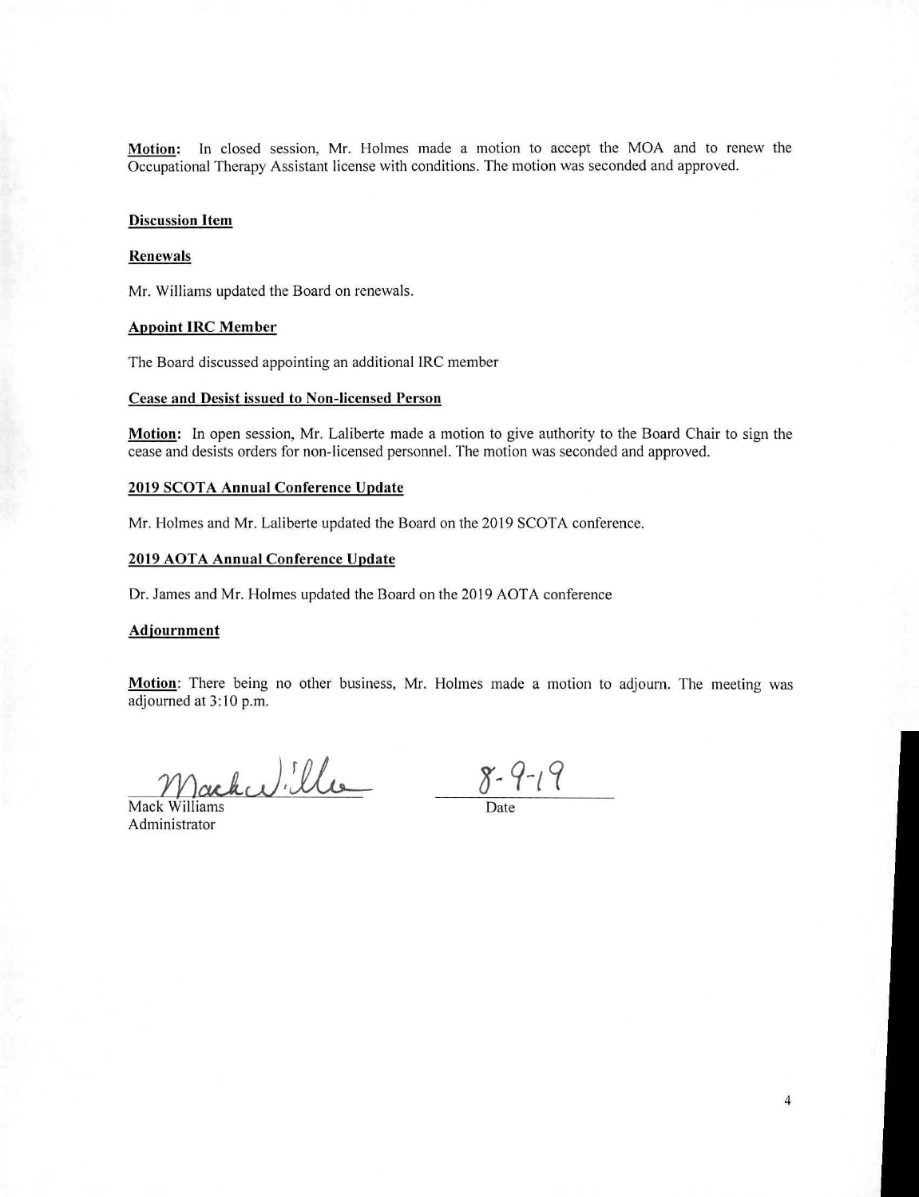**Motion:** In closed session, Mr. Holmes made a motion to accept the MOA and to renew the Occupational Therapy Assistant license with conditions. The motion was seconded and approved.

**Discussion Item**

**Renewals**

Mr. Williams updated the Board on renewals.

**Appoint IRC Member**

The Board discussed appointing an additional IRC member

**Cease and Desist issued to Non-licensed Person**

**Motion:** In open session, Mr. Laliberte made a motion to give authority to the Board Chair to sign the cease and desists orders for non-licensed personnel. The motion was seconded and approved.

**2019 SCOTA Annual Conference Update**

Mr. Holmes and Mr. Laliberte updated the Board on the 2019 SCOTA conference.

**2019 AOTA Annual Conference Update**

Dr. James and Mr. Holmes updated the Board on the 2019 AOTA conference

**Adjournment**

**Motion**: There being no other business, Mr. Holmes made a motion to adjourn. The meeting was adjourned at 3:10 p.m.

Mack Williams
Administrator

8-9-19
Date